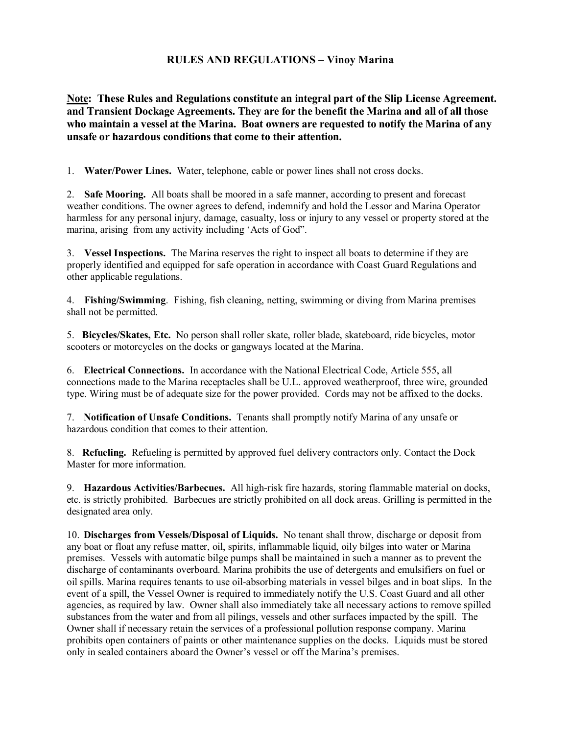# RULES AND REGULATIONS – Vinoy Marina

**<u>Note</u>: These Rules and Regulations constitute an integral part of the Slip License Agreement. and Transient Dockage Agreements. They are for the benefit the Marina and all of all those who maintain a vessel at the Marina. Boat owners are requested to notify the Marina of any unsafe or hazardous conditions that come to their attention.**

1. **Water/Power Lines.** Water, telephone, cable or power lines shall not cross docks.

2. **Safe Mooring.** All boats shall be moored in a safe manner, according to present and forecast weather conditions. The owner agrees to defend, indemnify and hold the Lessor and Marina Operator harmless for any personal injury, damage, casualty, loss or injury to any vessel or property stored at the marina, arising from any activity including 'Acts of God".

3. **Vessel Inspections.** The Marina reserves the right to inspect all boats to determine if they are properly identified and equipped for safe operation in accordance with Coast Guard Regulations and other applicable regulations.

4. **Fishing/Swimming**. Fishing, fish cleaning, netting, swimming or diving from Marina premises shall not be permitted.

5. **Bicycles/Skates, Etc.** No person shall roller skate, roller blade, skateboard, ride bicycles, motor scooters or motorcycles on the docks or gangways located at the Marina.

6. **Electrical Connections.** In accordance with the National Electrical Code, Article 555, all connections made to the Marina receptacles shall be U.L. approved weatherproof, three wire, grounded type. Wiring must be of adequate size for the power provided. Cords may not be affixed to the docks.

7. **Notification of Unsafe Conditions.** Tenants shall promptly notify Marina of any unsafe or hazardous condition that comes to their attention.

8. **Refueling.** Refueling is permitted by approved fuel delivery contractors only. Contact the Dock Master for more information.

9. **Hazardous Activities/Barbecues.** All high-risk fire hazards, storing flammable material on docks, etc. is strictly prohibited. Barbecues are strictly prohibited on all dock areas. Grilling is permitted in the designated area only.

10. **Discharges from Vessels/Disposal of Liquids.** No tenant shall throw, discharge or deposit from any boat or float any refuse matter, oil, spirits, inflammable liquid, oily bilges into water or Marina premises. Vessels with automatic bilge pumps shall be maintained in such a manner as to prevent the discharge of contaminants overboard. Marina prohibits the use of detergents and emulsifiers on fuel or oil spills. Marina requires tenants to use oil-absorbing materials in vessel bilges and in boat slips. In the event of a spill, the Vessel Owner is required to immediately notify the U.S. Coast Guard and all other agencies, as required by law. Owner shall also immediately take all necessary actions to remove spilled substances from the water and from all pilings, vessels and other surfaces impacted by the spill. The Owner shall if necessary retain the services of a professional pollution response company. Marina prohibits open containers of paints or other maintenance supplies on the docks. Liquids must be stored only in sealed containers aboard the Owner's vessel or off the Marina's premises.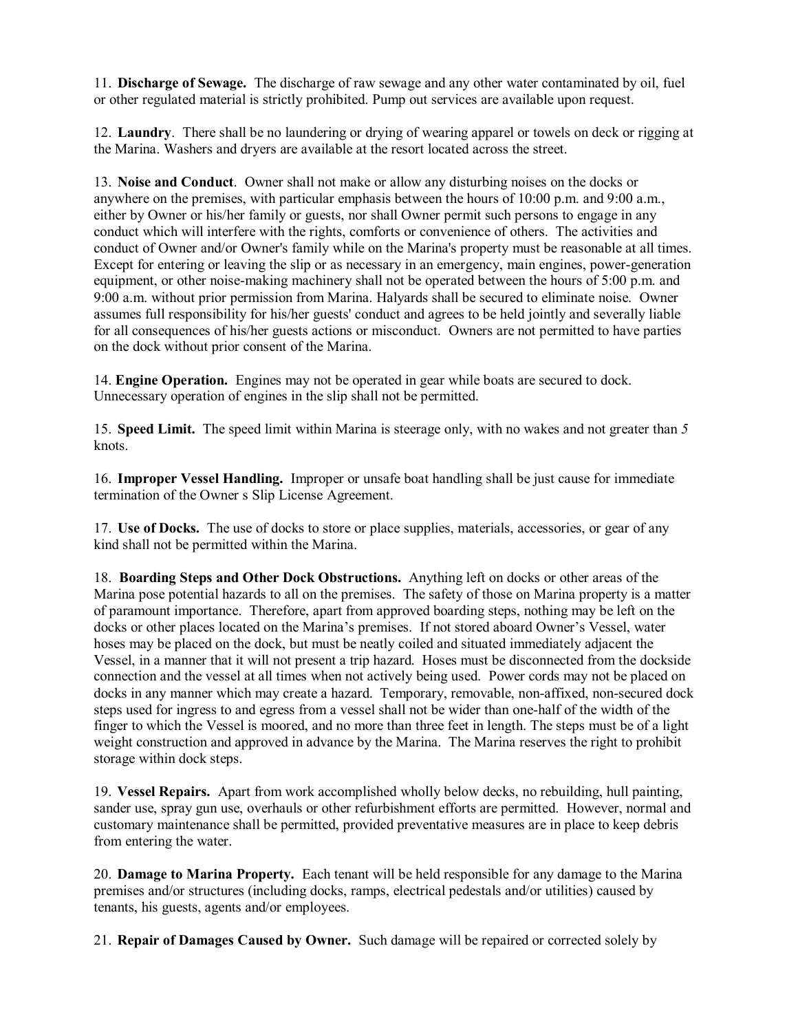11. **Discharge of Sewage.** The discharge of raw sewage and any other water contaminated by oil, fuel or other regulated material is strictly prohibited. Pump out services are available upon request.

12. **Laundry**. There shall be no laundering or drying of wearing apparel or towels on deck or rigging at the Marina. Washers and dryers are available at the resort located across the street.

13. **Noise and Conduct**. Owner shall not make or allow any disturbing noises on the docks or anywhere on the premises, with particular emphasis between the hours of 10:00 p.m. and 9:00 a.m., either by Owner or his/her family or guests, nor shall Owner permit such persons to engage in any conduct which will interfere with the rights, comforts or convenience of others. The activities and conduct of Owner and/or Owner's family while on the Marina's property must be reasonable at all times. Except for entering or leaving the slip or as necessary in an emergency, main engines, power-generation equipment, or other noise-making machinery shall not be operated between the hours of 5:00 p.m. and 9:00 a.m. without prior permission from Marina. Halyards shall be secured to eliminate noise. Owner assumes full responsibility for his/her guests' conduct and agrees to be held jointly and severally liable for all consequences of his/her guests actions or misconduct. Owners are not permitted to have parties on the dock without prior consent of the Marina.

14. **Engine Operation.** Engines may not be operated in gear while boats are secured to dock. Unnecessary operation of engines in the slip shall not be permitted.

15. **Speed Limit.** The speed limit within Marina is steerage only, with no wakes and not greater than *5* knots.

16. **Improper Vessel Handling.** Improper or unsafe boat handling shall be just cause for immediate termination of the Owner s Slip License Agreement.

17. **Use of Docks.** The use of docks to store or place supplies, materials, accessories, or gear of any kind shall not be permitted within the Marina.

18. **Boarding Steps and Other Dock Obstructions.** Anything left on docks or other areas of the Marina pose potential hazards to all on the premises. The safety of those on Marina property is a matter of paramount importance. Therefore, apart from approved boarding steps, nothing may be left on the docks or other places located on the Marina's premises. If not stored aboard Owner's Vessel, water hoses may be placed on the dock, but must be neatly coiled and situated immediately adjacent the Vessel, in a manner that it will not present a trip hazard. Hoses must be disconnected from the dockside connection and the vessel at all times when not actively being used. Power cords may not be placed on docks in any manner which may create a hazard. Temporary, removable, non-affixed, non-secured dock steps used for ingress to and egress from a vessel shall not be wider than one-half of the width of the finger to which the Vessel is moored, and no more than three feet in length. The steps must be of a light weight construction and approved in advance by the Marina. The Marina reserves the right to prohibit storage within dock steps.

19. **Vessel Repairs.** Apart from work accomplished wholly below decks, no rebuilding, hull painting, sander use, spray gun use, overhauls or other refurbishment efforts are permitted. However, normal and customary maintenance shall be permitted, provided preventative measures are in place to keep debris from entering the water.

20. **Damage to Marina Property.** Each tenant will be held responsible for any damage to the Marina premises and/or structures (including docks, ramps, electrical pedestals and/or utilities) caused by tenants, his guests, agents and/or employees.

21. **Repair of Damages Caused by Owner.** Such damage will be repaired or corrected solely by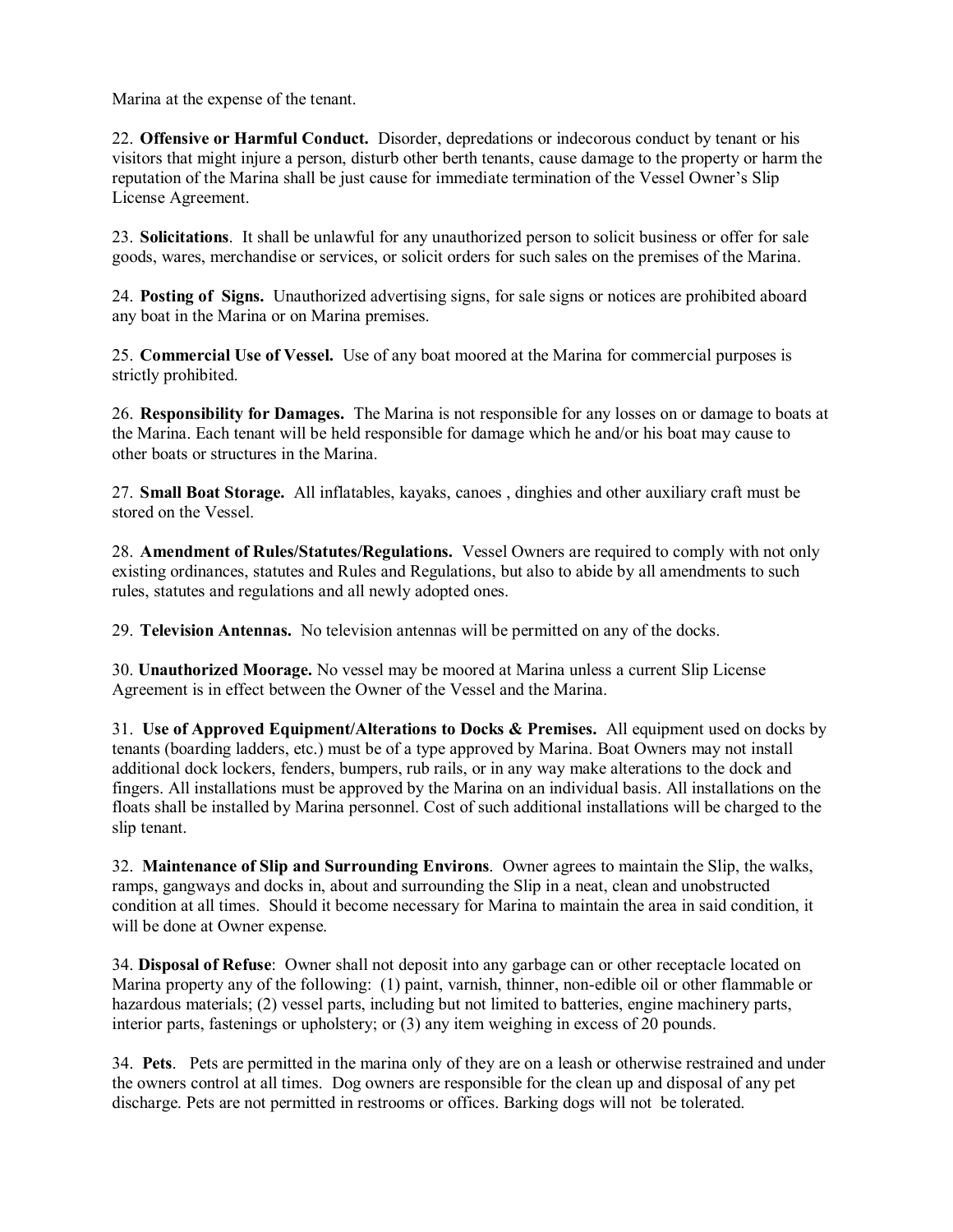Marina at the expense of the tenant.

22. **Offensive or Harmful Conduct.** Disorder, depredations or indecorous conduct by tenant or his visitors that might injure a person, disturb other berth tenants, cause damage to the property or harm the reputation of the Marina shall be just cause for immediate termination of the Vessel Owner's Slip License Agreement.

23. **Solicitations**. It shall be unlawful for any unauthorized person to solicit business or offer for sale goods, wares, merchandise or services, or solicit orders for such sales on the premises of the Marina.

24. **Posting of Signs.** Unauthorized advertising signs, for sale signs or notices are prohibited aboard any boat in the Marina or on Marina premises.

25. **Commercial Use of Vessel.** Use of any boat moored at the Marina for commercial purposes is strictly prohibited.

26. **Responsibility for Damages.** The Marina is not responsible for any losses on or damage to boats at the Marina. Each tenant will be held responsible for damage which he and/or his boat may cause to other boats or structures in the Marina.

27. **Small Boat Storage.** All inflatables, kayaks, canoes , dinghies and other auxiliary craft must be stored on the Vessel.

28. **Amendment of Rules/Statutes/Regulations.** Vessel Owners are required to comply with not only existing ordinances, statutes and Rules and Regulations, but also to abide by all amendments to such rules, statutes and regulations and all newly adopted ones.

29. **Television Antennas.** No television antennas will be permitted on any of the docks.

30. **Unauthorized Moorage.** No vessel may be moored at Marina unless a current Slip License Agreement is in effect between the Owner of the Vessel and the Marina.

31. **Use of Approved Equipment/Alterations to Docks & Premises.** All equipment used on docks by tenants (boarding ladders, etc.) must be of a type approved by Marina. Boat Owners may not install additional dock lockers, fenders, bumpers, rub rails, or in any way make alterations to the dock and fingers. All installations must be approved by the Marina on an individual basis. All installations on the floats shall be installed by Marina personnel. Cost of such additional installations will be charged to the slip tenant.

32. **Maintenance of Slip and Surrounding Environs**. Owner agrees to maintain the Slip, the walks, ramps, gangways and docks in, about and surrounding the Slip in a neat, clean and unobstructed condition at all times. Should it become necessary for Marina to maintain the area in said condition, it will be done at Owner expense.

34. **Disposal of Refuse**: Owner shall not deposit into any garbage can or other receptacle located on Marina property any of the following: (1) paint, varnish, thinner, non-edible oil or other flammable or hazardous materials; (2) vessel parts, including but not limited to batteries, engine machinery parts, interior parts, fastenings or upholstery; or (3) any item weighing in excess of 20 pounds.

34. **Pets**. Pets are permitted in the marina only of they are on a leash or otherwise restrained and under the owners control at all times. Dog owners are responsible for the clean up and disposal of any pet discharge. Pets are not permitted in restrooms or offices. Barking dogs will not be tolerated.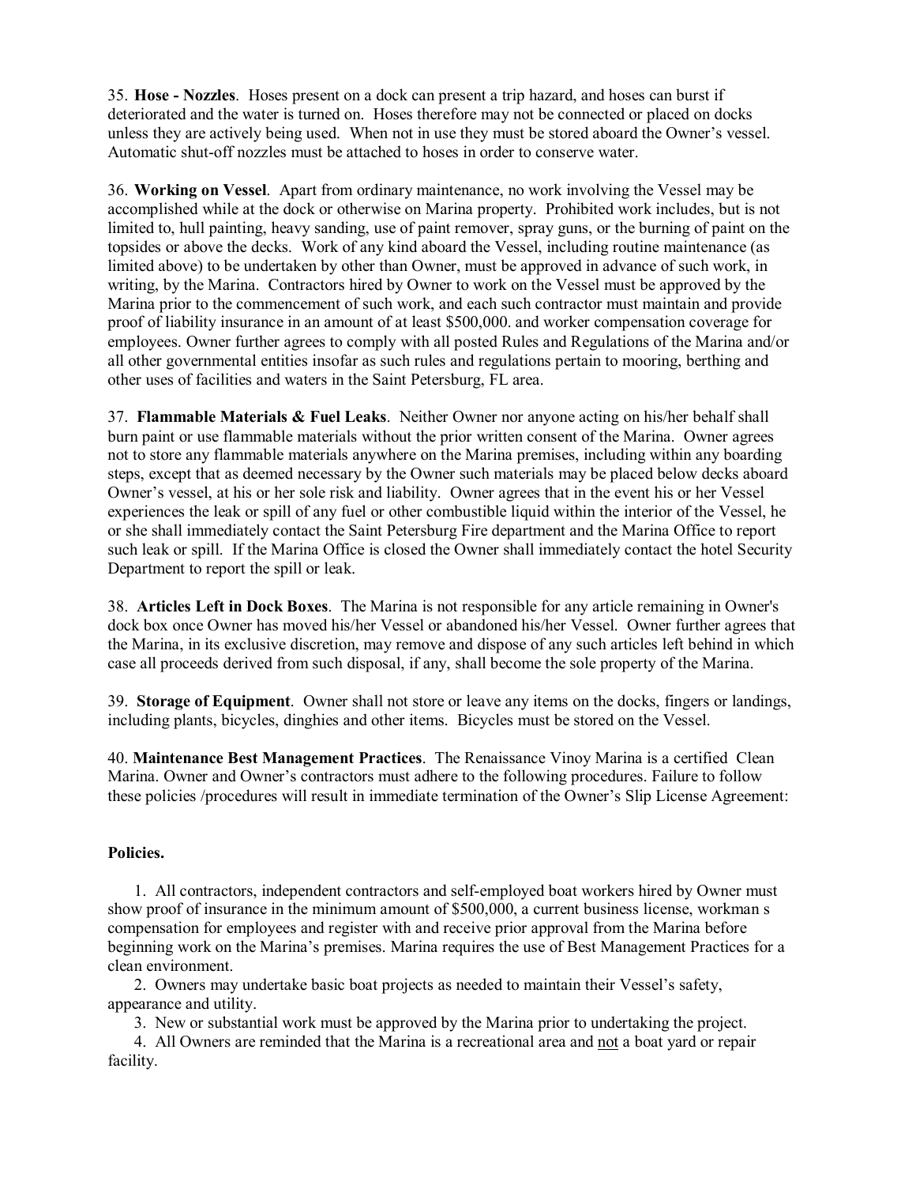35. **Hose - Nozzles**. Hoses present on a dock can present a trip hazard, and hoses can burst if deteriorated and the water is turned on. Hoses therefore may not be connected or placed on docks unless they are actively being used. When not in use they must be stored aboard the Owner's vessel. Automatic shut-off nozzles must be attached to hoses in order to conserve water.

36. **Working on Vessel**. Apart from ordinary maintenance, no work involving the Vessel may be accomplished while at the dock or otherwise on Marina property. Prohibited work includes, but is not limited to, hull painting, heavy sanding, use of paint remover, spray guns, or the burning of paint on the topsides or above the decks. Work of any kind aboard the Vessel, including routine maintenance (as limited above) to be undertaken by other than Owner, must be approved in advance of such work, in writing, by the Marina. Contractors hired by Owner to work on the Vessel must be approved by the Marina prior to the commencement of such work, and each such contractor must maintain and provide proof of liability insurance in an amount of at least $500,000. and worker compensation coverage for employees. Owner further agrees to comply with all posted Rules and Regulations of the Marina and/or all other governmental entities insofar as such rules and regulations pertain to mooring, berthing and other uses of facilities and waters in the Saint Petersburg, FL area.

37. **Flammable Materials & Fuel Leaks**. Neither Owner nor anyone acting on his/her behalf shall burn paint or use flammable materials without the prior written consent of the Marina. Owner agrees not to store any flammable materials anywhere on the Marina premises, including within any boarding steps, except that as deemed necessary by the Owner such materials may be placed below decks aboard Owner's vessel, at his or her sole risk and liability. Owner agrees that in the event his or her Vessel experiences the leak or spill of any fuel or other combustible liquid within the interior of the Vessel, he or she shall immediately contact the Saint Petersburg Fire department and the Marina Office to report such leak or spill. If the Marina Office is closed the Owner shall immediately contact the hotel Security Department to report the spill or leak.

38. **Articles Left in Dock Boxes**. The Marina is not responsible for any article remaining in Owner's dock box once Owner has moved his/her Vessel or abandoned his/her Vessel. Owner further agrees that the Marina, in its exclusive discretion, may remove and dispose of any such articles left behind in which case all proceeds derived from such disposal, if any, shall become the sole property of the Marina.

39. **Storage of Equipment**. Owner shall not store or leave any items on the docks, fingers or landings, including plants, bicycles, dinghies and other items. Bicycles must be stored on the Vessel.

40. **Maintenance Best Management Practices**. The Renaissance Vinoy Marina is a certified Clean Marina. Owner and Owner's contractors must adhere to the following procedures. Failure to follow these policies /procedures will result in immediate termination of the Owner's Slip License Agreement:

**Policies.**

1. All contractors, independent contractors and self-employed boat workers hired by Owner must show proof of insurance in the minimum amount of $500,000, a current business license, workman s compensation for employees and register with and receive prior approval from the Marina before beginning work on the Marina's premises. Marina requires the use of Best Management Practices for a clean environment.
2. Owners may undertake basic boat projects as needed to maintain their Vessel's safety, appearance and utility.
3. New or substantial work must be approved by the Marina prior to undertaking the project.
4. All Owners are reminded that the Marina is a recreational area and <u>not</u> a boat yard or repair facility.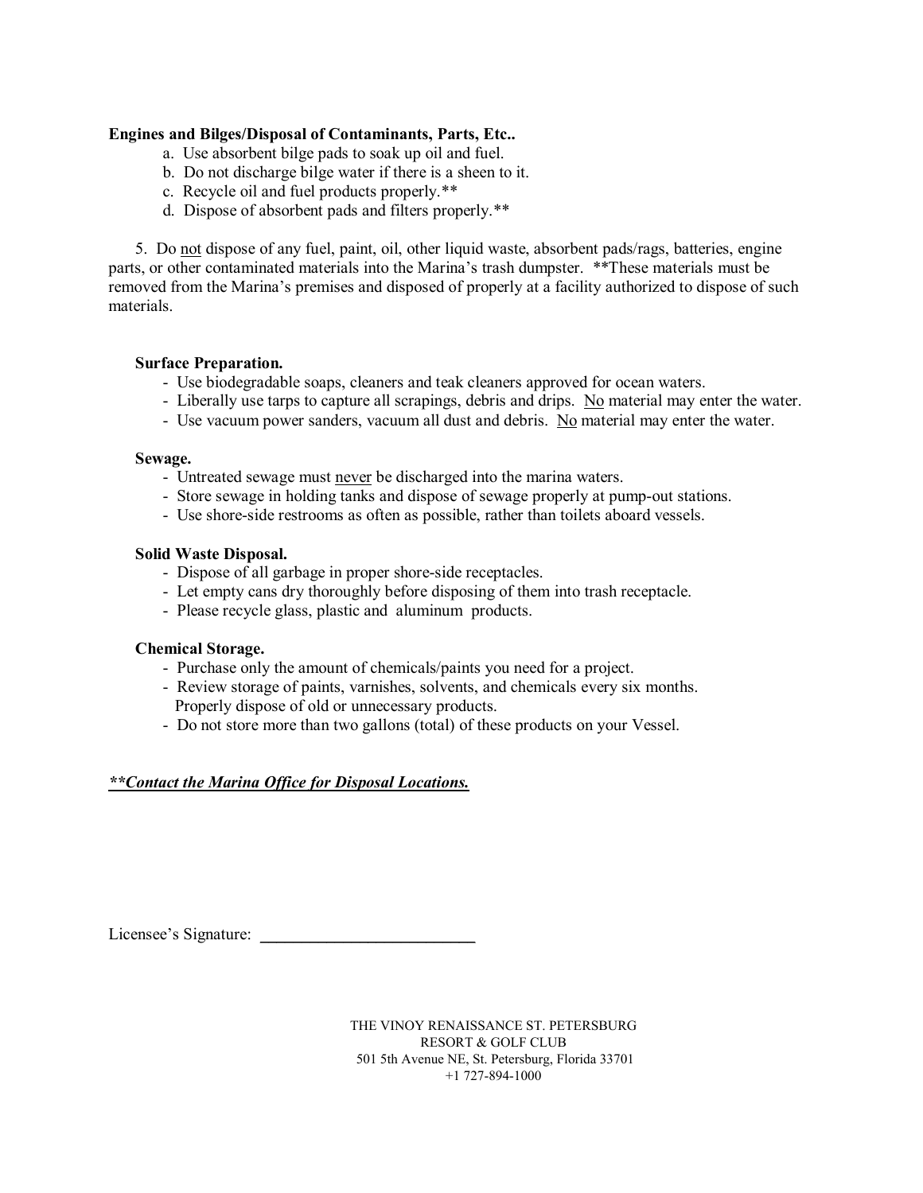**Engines and Bilges/Disposal of Contaminants, Parts, Etc..**

a. Use absorbent bilge pads to soak up oil and fuel.
b. Do not discharge bilge water if there is a sheen to it.
c. Recycle oil and fuel products properly.**
d. Dispose of absorbent pads and filters properly.**

5. Do not dispose of any fuel, paint, oil, other liquid waste, absorbent pads/rags, batteries, engine parts, or other contaminated materials into the Marina's trash dumpster. **These materials must be removed from the Marina's premises and disposed of properly at a facility authorized to dispose of such materials.

**Surface Preparation.**

- Use biodegradable soaps, cleaners and teak cleaners approved for ocean waters.
- Liberally use tarps to capture all scrapings, debris and drips. No material may enter the water.
- Use vacuum power sanders, vacuum all dust and debris. No material may enter the water.

**Sewage.**

- Untreated sewage must never be discharged into the marina waters.
- Store sewage in holding tanks and dispose of sewage properly at pump-out stations.
- Use shore-side restrooms as often as possible, rather than toilets aboard vessels.

**Solid Waste Disposal.**

- Dispose of all garbage in proper shore-side receptacles.
- Let empty cans dry thoroughly before disposing of them into trash receptacle.
- Please recycle glass, plastic and aluminum products.

**Chemical Storage.**

- Purchase only the amount of chemicals/paints you need for a project.
- Review storage of paints, varnishes, solvents, and chemicals every six months. Properly dispose of old or unnecessary products.
- Do not store more than two gallons (total) of these products on your Vessel.

***\*\*Contact the Marina Office for Disposal Locations.***

Licensee's Signature: ___________________________

THE VINOY RENAISSANCE ST. PETERSBURG
RESORT & GOLF CLUB
501 5th Avenue NE, St. Petersburg, Florida 33701
+1 727-894-1000